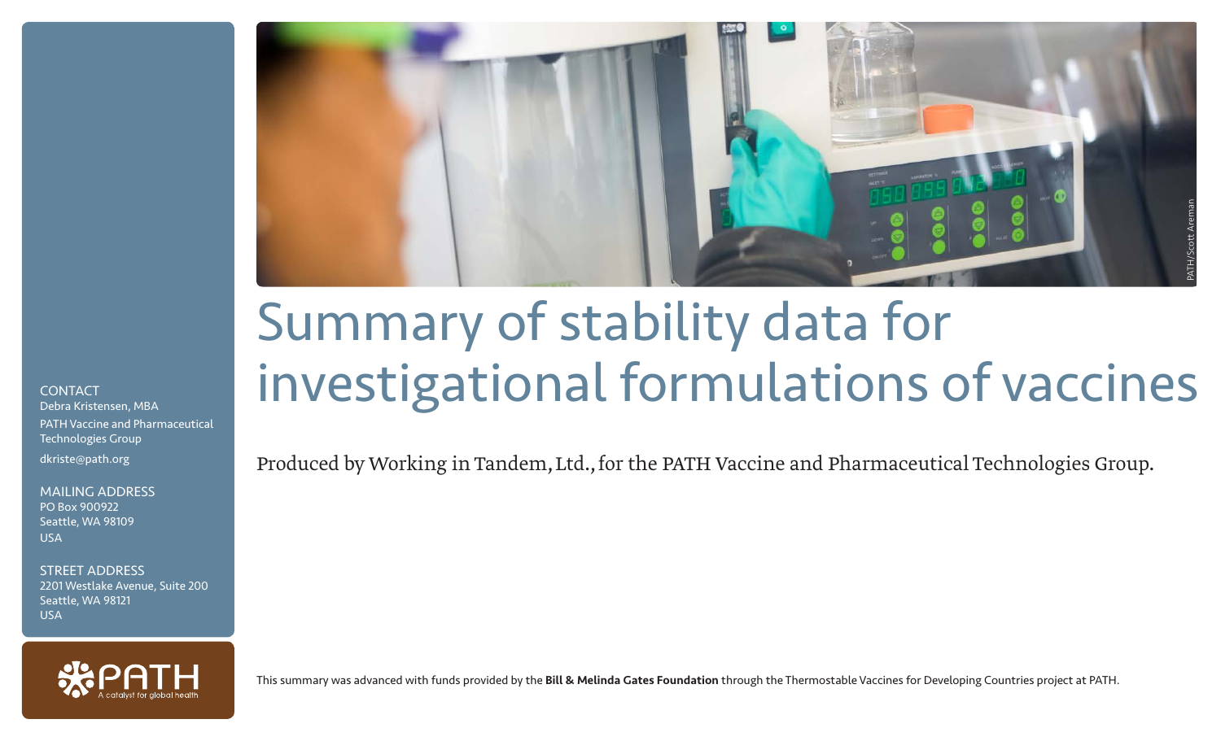# Summary of stability data for investigational formulations of vaccines

Produced by Working in Tandem, Ltd., for the PATH Vaccine and Pharmaceutical Technologies Group.

PATH/Scott Areman

CONTACT
Debra Kristensen, MBA
PATH Vaccine and Pharmaceutical Technologies Group
dkriste@path.org

MAILING ADDRESS
PO Box 900922
Seattle, WA 98109
USA

STREET ADDRESS
2201 Westlake Avenue, Suite 200
Seattle, WA 98121
USA

PATH
A catalyst for global health

This summary was advanced with funds provided by the **Bill & Melinda Gates Foundation** through the Thermostable Vaccines for Developing Countries project at PATH.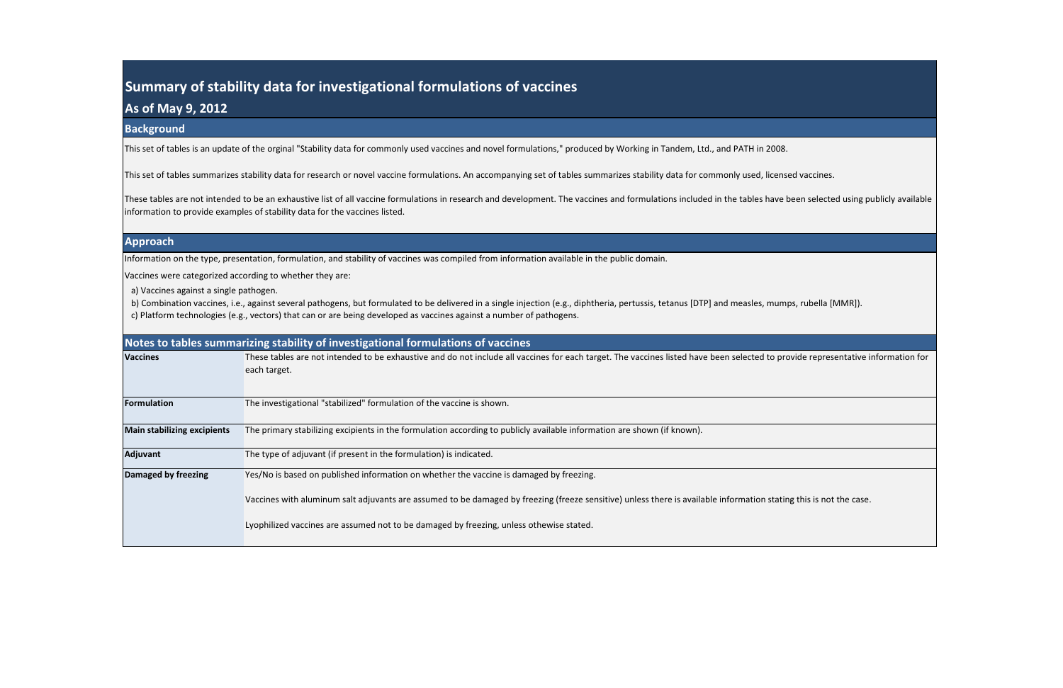# Summary of stability data for investigational formulations of vaccines

## As of May 9, 2012

### Background

This set of tables is an update of the orginal "Stability data for commonly used vaccines and novel formulations," produced by Working in Tandem, Ltd., and PATH in 2008.

This set of tables summarizes stability data for research or novel vaccine formulations. An accompanying set of tables summarizes stability data for commonly used, licensed vaccines.

These tables are not intended to be an exhaustive list of all vaccine formulations in research and development. The vaccines and formulations included in the tables have been selected using publicly available information to provide examples of stability data for the vaccines listed.

### Approach

Information on the type, presentation, formulation, and stability of vaccines was compiled from information available in the public domain.

Vaccines were categorized according to whether they are:

a) Vaccines against a single pathogen.
b) Combination vaccines, i.e., against several pathogens, but formulated to be delivered in a single injection (e.g., diphtheria, pertussis, tetanus [DTP] and measles, mumps, rubella [MMR]).
c) Platform technologies (e.g., vectors) that can or are being developed as vaccines against a number of pathogens.

### Notes to tables summarizing stability of investigational formulations of vaccines

| | |
|---|---|
| **Vaccines** | These tables are not intended to be exhaustive and do not include all vaccines for each target. The vaccines listed have been selected to provide representative information for each target. |
| **Formulation** | The investigational "stabilized" formulation of the vaccine is shown. |
| **Main stabilizing excipients** | The primary stabilizing excipients in the formulation according to publicly available information are shown (if known). |
| **Adjuvant** | The type of adjuvant (if present in the formulation) is indicated. |
| **Damaged by freezing** | Yes/No is based on published information on whether the vaccine is damaged by freezing.<br><br>Vaccines with aluminum salt adjuvants are assumed to be damaged by freezing (freeze sensitive) unless there is available information stating this is not the case.<br><br>Lyophilized vaccines are assumed not to be damaged by freezing, unless othewise stated. |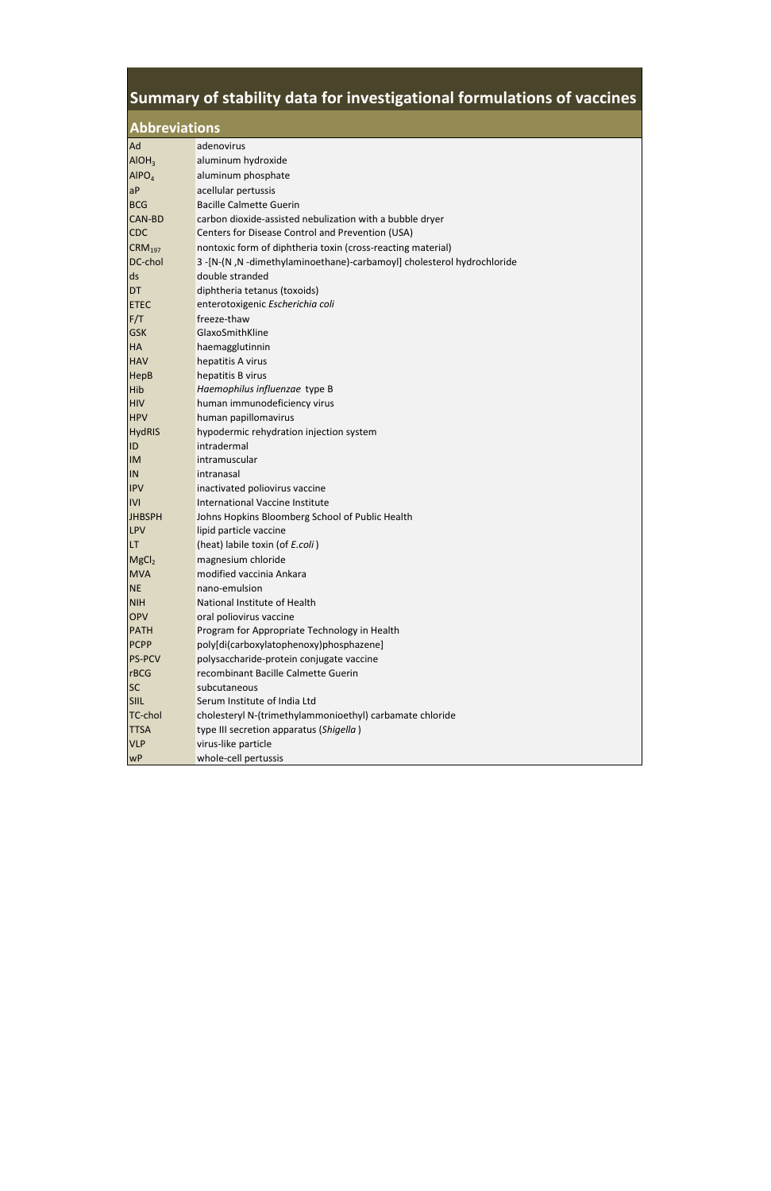# Summary of stability data for investigational formulations of vaccines

## Abbreviations

| Abbreviation | Definition |
|---|---|
| Ad | adenovirus |
| $AlOH_3$ | aluminum hydroxide |
| $AlPO_4$ | aluminum phosphate |
| aP | acellular pertussis |
| BCG | Bacille Calmette Guerin |
| CAN-BD | carbon dioxide-assisted nebulization with a bubble dryer |
| CDC | Centers for Disease Control and Prevention (USA) |
| $CRM_{197}$ | nontoxic form of diphtheria toxin (cross-reacting material) |
| DC-chol | 3 -[N-(N ,N -dimethylaminoethane)-carbamoyl] cholesterol hydrochloride |
| ds | double stranded |
| DT | diphtheria tetanus (toxoids) |
| ETEC | enterotoxigenic *Escherichia coli* |
| F/T | freeze-thaw |
| GSK | GlaxoSmithKline |
| HA | haemagglutinnin |
| HAV | hepatitis A virus |
| HepB | hepatitis B virus |
| Hib | *Haemophilus influenzae* type B |
| HIV | human immunodeficiency virus |
| HPV | human papillomavirus |
| HydRIS | hypodermic rehydration injection system |
| ID | intradermal |
| IM | intramuscular |
| IN | intranasal |
| IPV | inactivated poliovirus vaccine |
| IVI | International Vaccine Institute |
| JHBSPH | Johns Hopkins Bloomberg School of Public Health |
| LPV | lipid particle vaccine |
| LT | (heat) labile toxin (of *E.coli*) |
| $MgCl_2$ | magnesium chloride |
| MVA | modified vaccinia Ankara |
| NE | nano-emulsion |
| NIH | National Institute of Health |
| OPV | oral poliovirus vaccine |
| PATH | Program for Appropriate Technology in Health |
| PCPP | poly[di(carboxylatophenoxy)phosphazene] |
| PS-PCV | polysaccharide-protein conjugate vaccine |
| rBCG | recombinant Bacille Calmette Guerin |
| SC | subcutaneous |
| SIIL | Serum Institute of India Ltd |
| TC-chol | cholesteryl N-(trimethylammonioethyl) carbamate chloride |
| TTSA | type III secretion apparatus (*Shigella*) |
| VLP | virus-like particle |
| wP | whole-cell pertussis |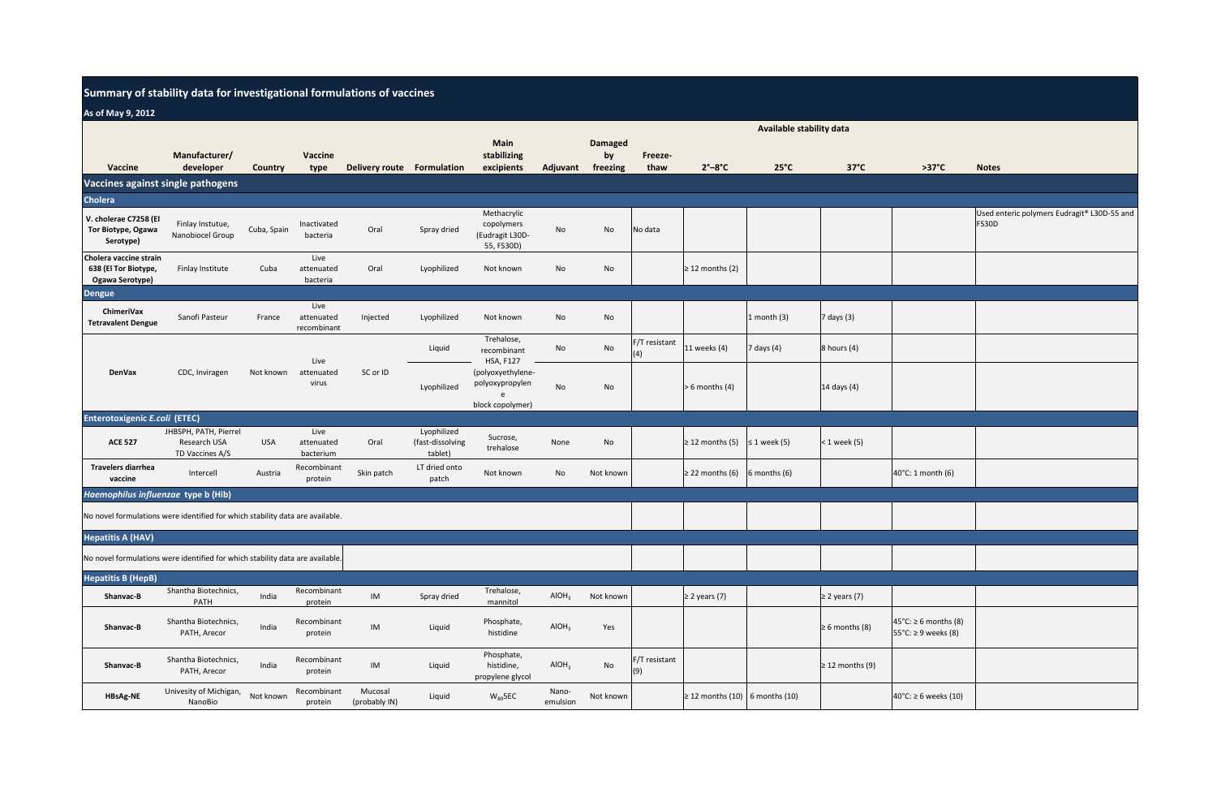## Summary of stability data for investigational formulations of vaccines

**As of May 9, 2012**

| Vaccine | Manufacturer/ developer | Country | Vaccine type | Delivery route | Formulation | Main stabilizing excipients | Adjuvant | Damaged by freezing | Freeze-thaw | Available stability data 2°–8°C | 25°C | 37°C | >37°C | Notes |
|---|---|---|---|---|---|---|---|---|---|---|---|---|---|---|
| **Vaccines against single pathogens** | | | | | | | | | | | | | | |
| **Cholera** | | | | | | | | | | | | | | |
| **V. cholerae C7258 (El Tor Biotype, Ogawa Serotype)** | Finlay Instutue, Nanobiocel Group | Cuba, Spain | Inactivated bacteria | Oral | Spray dried | Methacrylic copolymers (Eudragit L30D-55, FS30D) | No | No | No data | | | | | Used enteric polymers Eudragit® L30D-55 and FS30D |
| **Cholera vaccine strain 638 (El Tor Biotype, Ogawa Serotype)** | Finlay Institute | Cuba | Live attenuated bacteria | Oral | Lyophilized | Not known | No | No | | ≥ 12 months (2) | | | | |
| **Dengue** | | | | | | | | | | | | | | |
| **ChimeriVax Tetravalent Dengue** | Sanofi Pasteur | France | Live attenuated recombinant | Injected | Lyophilized | Not known | No | No | | | 1 month (3) | 7 days (3) | | |
| **DenVax** | CDC, Inviragen | Not known | Live attenuated virus | SC or ID | Liquid | Trehalose, recombinant HSA, F127 (polyoxyethylene-polyoxypropylene block copolymer) | No | No | F/T resistant (4) | 11 weeks (4) | 7 days (4) | 8 hours (4) | | |
| **DenVax** | CDC, Inviragen | Not known | Live attenuated virus | SC or ID | Lyophilized | Trehalose, recombinant HSA, F127 (polyoxyethylene-polyoxypropylene block copolymer) | No | No | | > 6 months (4) | | 14 days (4) | | |
| **Enterotoxigenic *E.coli* (ETEC)** | | | | | | | | | | | | | | |
| **ACE 527** | JHBSPH, PATH, Pierrel Research USA TD Vaccines A/S | USA | Live attenuated bacterium | Oral | Lyophilized (fast-dissolving tablet) | Sucrose, trehalose | None | No | | ≥ 12 months (5) | ≤ 1 week (5) | < 1 week (5) | | |
| **Travelers diarrhea vaccine** | Intercell | Austria | Recombinant protein | Skin patch | LT dried onto patch | Not known | No | Not known | | ≥ 22 months (6) | 6 months (6) | | 40°C: 1 month (6) | |
| ***Haemophilus influenzae* type b (Hib)** | | | | | | | | | | | | | | |
| No novel formulations were identified for which stability data are available. | | | | | | | | | | | | | | |
| **Hepatitis A (HAV)** | | | | | | | | | | | | | | |
| No novel formulations were identified for which stability data are available. | | | | | | | | | | | | | | |
| **Hepatitis B (HepB)** | | | | | | | | | | | | | | |
| **Shanvac-B** | Shantha Biotechnics, PATH | India | Recombinant protein | IM | Spray dried | Trehalose, mannitol | $AlOH_3$ | Not known | | ≥ 2 years (7) | | ≥ 2 years (7) | | |
| **Shanvac-B** | Shantha Biotechnics, PATH, Arecor | India | Recombinant protein | IM | Liquid | Phosphate, histidine | $AlOH_3$ | Yes | | | | ≥ 6 months (8) | 45°C: ≥ 6 months (8) 55°C: ≥ 9 weeks (8) | |
| **Shanvac-B** | Shantha Biotechnics, PATH, Arecor | India | Recombinant protein | IM | Liquid | Phosphate, histidine, propylene glycol | $AlOH_3$ | No | F/T resistant (9) | | | ≥ 12 months (9) | | |
| **HBsAg-NE** | Univesity of Michigan, NanoBio | Not known | Recombinant protein | Mucosal (probably IN) | Liquid | $W_{80}$5EC | Nano-emulsion | Not known | | ≥ 12 months (10) | 6 months (10) | | 40°C: ≥ 6 weeks (10) | |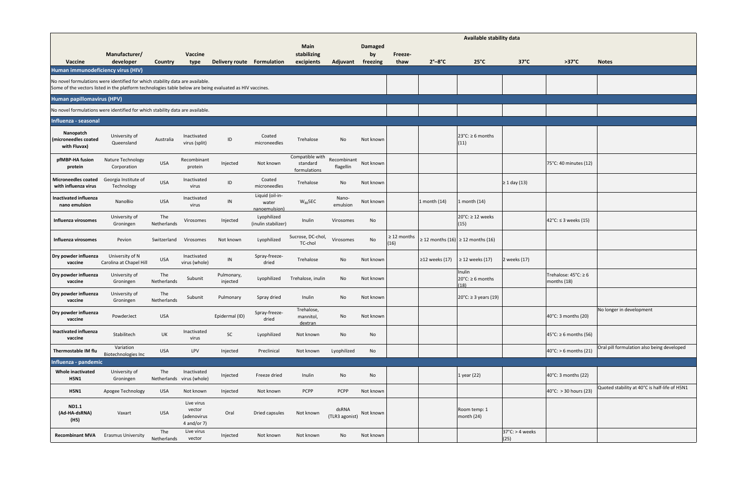| Vaccine | Manufacturer/ developer | Country | Vaccine type | Delivery route | Formulation | Main stabilizing excipients | Adjuvant | Damaged by freezing | Available stability data | | | | | Notes |
|---|---|---|---|---|---|---|---|---|---|---|---|---|---|---|
| | | | | | | | | | Freeze-thaw | 2°–8°C | 25°C | 37°C | >37°C | |
| **Human immunodeficiency virus (HIV)** | | | | | | | | | | | | | | |
| No novel formulations were identified for which stability data are available. Some of the vectors listed in the platform technologies table below are being evaluated as HIV vaccines. | | | | | | | | | | | | | | |
| **Human papillomavirus (HPV)** | | | | | | | | | | | | | | |
| No novel formulations were identified for which stability data are available. | | | | | | | | | | | | | | |
| **Influenza - seasonal** | | | | | | | | | | | | | | |
| **Nanopatch (microneedles coated with Fluvax)** | University of Queensland | Australia | Inactivated virus (split) | ID | Coated microneedles | Trehalose | No | Not known | | | 23°C: ≥ 6 months (11) | | | |
| **pfMBP-HA fusion protein** | Nature Technology Corporation | USA | Recombinant protein | Injected | Not known | Compatible with standard formulations | Recombinant flagellin | Not known | | | | | 75°C: 40 minutes (12) | |
| **Microneedles coated with influenza virus** | Georgia Institute of Technology | USA | Inactivated virus | ID | Coated microneedles | Trehalose | No | Not known | | | | ≥ 1 day (13) | | |
| **Inactivated influenza nano emulsion** | NanoBio | USA | Inactivated virus | IN | Liquid (oil-in-water nanoemulsion) | $W_{80}$5EC | Nano-emulsion | Not known | | 1 month (14) | 1 month (14) | | | |
| **Influenza virosomes** | University of Groningen | The Netherlands | Virosomes | Injected | Lyophilized (inulin stabilizer) | Inulin | Virosomes | No | | | 20°C: ≥ 12 weeks (15) | | 42°C: ≤ 3 weeks (15) | |
| **Influenza virosomes** | Pevion | Switzerland | Virosomes | Not known | Lyophilized | Sucrose, DC-chol, TC-chol | Virosomes | No | ≥ 12 months (16) | ≥ 12 months (16) | ≥ 12 months (16) | | | |
| **Dry powder influenza vaccine** | University of N Carolina at Chapel Hill | USA | Inactivated virus (whole) | IN | Spray-freeze-dried | Trehalose | No | Not known | | ≥12 weeks (17) | ≥ 12 weeks (17) | 2 weeks (17) | | |
| **Dry powder influenza vaccine** | University of Groningen | The Netherlands | Subunit | Pulmonary, injected | Lyophilized | Trehalose, inulin | No | Not known | | | Inulin 20°C: ≥ 6 months (18) | | Trehalose: 45°C: ≥ 6 months (18) | |
| **Dry powder influenza vaccine** | University of Groningen | The Netherlands | Subunit | Pulmonary | Spray dried | Inulin | No | Not known | | | 20°C: ≥ 3 years (19) | | | |
| **Dry powder influenza vaccine** | PowderJect | USA | | Epidermal (ID) | Spray-freeze-dried | Trehalose, mannitol, dextran | No | Not known | | | | | 40°C: 3 months (20) | No longer in development |
| **Inactivated influenza vaccine** | Stabilitech | UK | Inactivated virus | SC | Lyophilized | Not known | No | No | | | | | 45°C: ≥ 6 months (56) | |
| **Thermostable IM flu** | Variation Biotechnologies Inc | USA | LPV | Injected | Preclinical | Not known | Lyophilized | No | | | | | 40°C: > 6 months (21) | Oral pill formulation also being developed |
| **Influenza - pandemic** | | | | | | | | | | | | | | |
| **Whole inactivated H5N1** | University of Groningen | The Netherlands | Inactivated virus (whole) | Injected | Freeze dried | Inulin | No | No | | | 1 year (22) | | 40°C: 3 months (22) | |
| **H5N1** | Apogee Technology | USA | Not known | Injected | Not known | PCPP | PCPP | Not known | | | | | 40°C: > 30 hours (23) | Quoted stability at 40°C is half-life of H5N1 |
| **ND1.1 (Ad-HA-dsRNA) (H5)** | Vaxart | USA | Live virus vector (adenovirus 4 and/or 7) | Oral | Dried capsules | Not known | dsRNA (TLR3 agonist) | Not known | | | Room temp: 1 month (24) | | | |
| **Recombinant MVA** | Erasmus University | The Netherlands | Live virus vector | Injected | Not known | Not known | No | Not known | | | | 37°C: > 4 weeks (25) | | |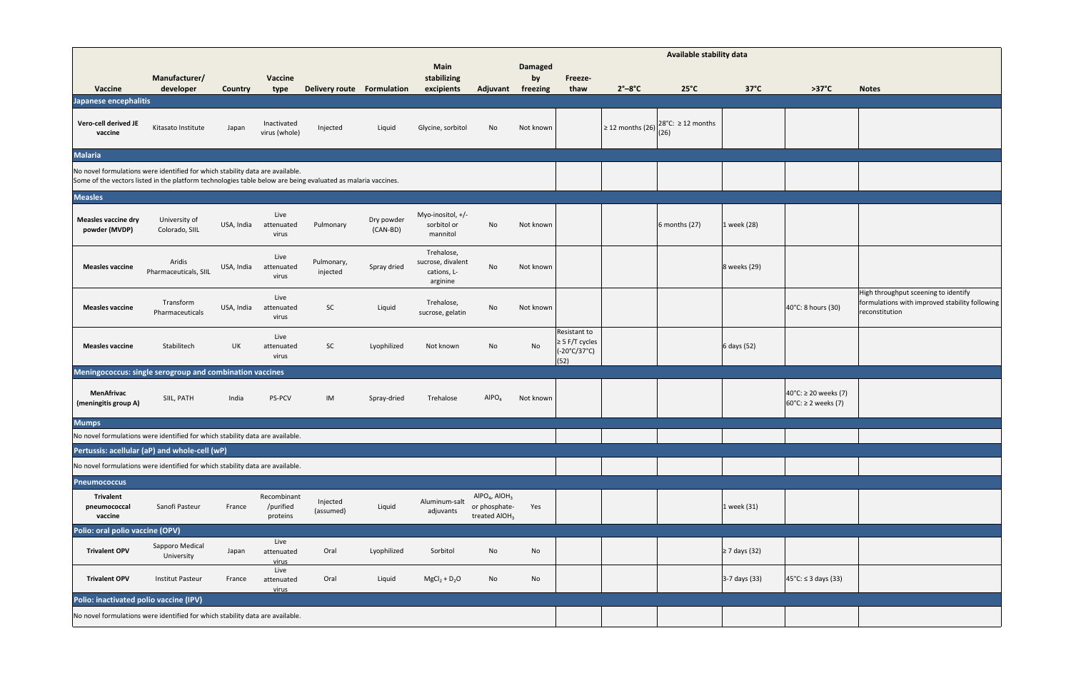| Vaccine | Manufacturer/ developer | Country | Vaccine type | Delivery route | Formulation | Main stabilizing excipients | Adjuvant | Damaged by freezing | Freeze-thaw | Available stability data | | | | Notes |
|---|---|---|---|---|---|---|---|---|---|---|---|---|---|---|
| | | | | | | | | | | 2°–8°C | 25°C | 37°C | >37°C | |
| **Japanese encephalitis** | | | | | | | | | | | | | | |
| **Vero-cell derived JE vaccine** | Kitasato Institute | Japan | Inactivated virus (whole) | Injected | Liquid | Glycine, sorbitol | No | Not known | | ≥ 12 months (26) | 28°C: ≥ 12 months (26) | | | |
| **Malaria** | | | | | | | | | | | | | | |
| No novel formulations were identified for which stability data are available. Some of the vectors listed in the platform technologies table below are being evaluated as malaria vaccines. | | | | | | | | | | | | | | |
| **Measles** | | | | | | | | | | | | | | |
| **Measles vaccine dry powder (MVDP)** | University of Colorado, SIIL | USA, India | Live attenuated virus | Pulmonary | Dry powder (CAN-BD) | Myo-inositol, +/- sorbitol or mannitol | No | Not known | | | 6 months (27) | 1 week (28) | | |
| **Measles vaccine** | Aridis Pharmaceuticals, SIIL | USA, India | Live attenuated virus | Pulmonary, injected | Spray dried | Trehalose, sucrose, divalent cations, L-arginine | No | Not known | | | | 8 weeks (29) | | |
| **Measles vaccine** | Transform Pharmaceuticals | USA, India | Live attenuated virus | SC | Liquid | Trehalose, sucrose, gelatin | No | Not known | | | | | 40°C: 8 hours (30) | High throughput sceening to identify formulations with improved stability following reconstitution |
| **Measles vaccine** | Stabilitech | UK | Live attenuated virus | SC | Lyophilized | Not known | No | No | Resistant to ≥ 5 F/T cycles (-20°C/37°C) (52) | | | 6 days (52) | | |
| **Meningococcus: single serogroup and combination vaccines** | | | | | | | | | | | | | | |
| **MenAfrivac (meningitis group A)** | SIIL, PATH | India | PS-PCV | IM | Spray-dried | Trehalose | $AlPO_4$ | Not known | | | | | 40°C: ≥ 20 weeks (7) 60°C: ≥ 2 weeks (7) | |
| **Mumps** | | | | | | | | | | | | | | |
| No novel formulations were identified for which stability data are available. | | | | | | | | | | | | | | |
| **Pertussis: acellular (aP) and whole-cell (wP)** | | | | | | | | | | | | | | |
| No novel formulations were identified for which stability data are available. | | | | | | | | | | | | | | |
| **Pneumococcus** | | | | | | | | | | | | | | |
| **Trivalent pneumococcal vaccine** | Sanofi Pasteur | France | Recombinant /purified proteins | Injected (assumed) | Liquid | Aluminum-salt adjuvants | $AlPO_4$, $AlOH_3$ or phosphate-treated $AlOH_3$ | Yes | | | | 1 week (31) | | |
| **Polio: oral polio vaccine (OPV)** | | | | | | | | | | | | | | |
| **Trivalent OPV** | Sapporo Medical University | Japan | Live attenuated virus | Oral | Lyophilized | Sorbitol | No | No | | | | ≥ 7 days (32) | | |
| **Trivalent OPV** | Institut Pasteur | France | Live attenuated virus | Oral | Liquid | $MgCl_2$ + $D_2O$ | No | No | | | | 3-7 days (33) | 45°C: ≤ 3 days (33) | |
| **Polio: inactivated polio vaccine (IPV)** | | | | | | | | | | | | | | |
| No novel formulations were identified for which stability data are available. | | | | | | | | | | | | | | |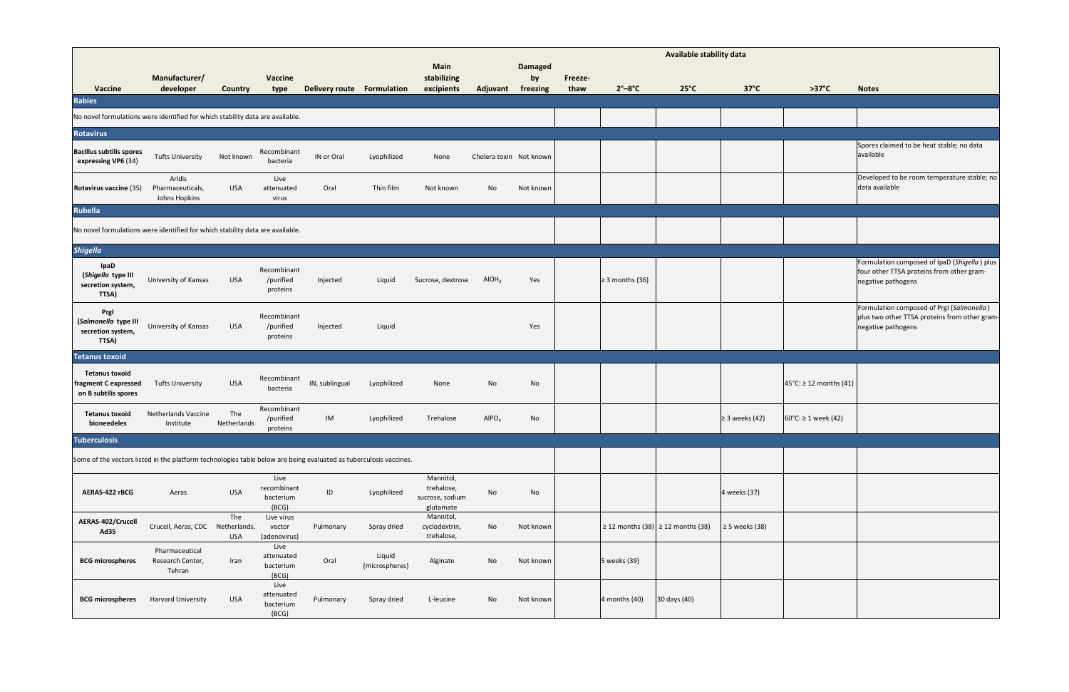| Vaccine | Manufacturer/ developer | Country | Vaccine type | Delivery route | Formulation | Main stabilizing excipients | Adjuvant | Damaged by freezing | Freeze-thaw | Available stability data | | | | Notes |
|---|---|---|---|---|---|---|---|---|---|---|---|---|---|---|
| | | | | | | | | | | 2°–8°C | 25°C | 37°C | >37°C | |
| **Rabies** | | | | | | | | | | | | | | |
| No novel formulations were identified for which stability data are available. | | | | | | | | | | | | | | |
| **Rotavirus** | | | | | | | | | | | | | | |
| **Bacillus subtilis spores expressing VP6** (34) | Tufts University | Not known | Recombinant bacteria | IN or Oral | Lyophilized | None | Cholera toxin | Not known | | | | | | Spores claimed to be heat stable; no data available |
| **Rotavirus vaccine** (35) | Aridis Pharmaceuticals, Johns Hopkins | USA | Live attenuated virus | Oral | Thin film | Not known | No | Not known | | | | | | Developed to be room temperature stable; no data available |
| **Rubella** | | | | | | | | | | | | | | |
| No novel formulations were identified for which stability data are available. | | | | | | | | | | | | | | |
| ***Shigella*** | | | | | | | | | | | | | | |
| **IpaD (*Shigella* type III secretion system, TTSA)** | University of Kansas | USA | Recombinant /purified proteins | Injected | Liquid | Sucrose, dextrose | $AlOH_3$ | Yes | | ≥ 3 months (36) | | | | Formulation composed of IpaD (*Shigella* ) plus four other TTSA proteins from other gram-negative pathogens |
| **PrgI (*Salmonella* type III secretion system, TTSA)** | University of Kansas | USA | Recombinant /purified proteins | Injected | Liquid | | | Yes | | | | | | Formulation composed of PrgI (*Salmonella* ) plus two other TTSA proteins from other gram-negative pathogens |
| **Tetanus toxoid** | | | | | | | | | | | | | | |
| **Tetanus toxoid fragment C expressed on B subtilis spores** | Tufts University | USA | Recombinant bacteria | IN, sublingual | Lyophilized | None | No | No | | | | | 45°C: ≥ 12 months (41) | |
| **Tetanus toxoid bioneedeles** | Netherlands Vaccine Institute | The Netherlands | Recombinant /purified proteins | IM | Lyophilized | Trehalose | $AlPO_4$ | No | | | | ≥ 3 weeks (42) | 60°C: ≥ 1 week (42) | |
| **Tuberculosis** | | | | | | | | | | | | | | |
| Some of the vectors listed in the platform technologies table below are being evaluated as tuberculosis vaccines. | | | | | | | | | | | | | | |
| **AERAS-422 rBCG** | Aeras | USA | Live recombinant bacterium (BCG) | ID | Lyophilized | Mannitol, trehalose, sucrose, sodium glutamate | No | No | | | | 4 weeks (37) | | |
| **AERAS-402/Crucell Ad35** | Crucell, Aeras, CDC | The Netherlands, USA | Live virus vector (adenovirus) | Pulmonary | Spray dried | Mannitol, cyclodextrin, trehalose, | No | Not known | | ≥ 12 months (38) | ≥ 12 months (38) | ≥ 5 weeks (38) | | |
| **BCG microspheres** | Pharmaceutical Research Center, Tehran | Iran | Live attenuated bacterium (BCG) | Oral | Liquid (microspheres) | Alginate | No | Not known | | 5 weeks (39) | | | | |
| **BCG microspheres** | Harvard University | USA | Live attenuated bacterium (BCG) | Pulmonary | Spray dried | L-leucine | No | Not known | | 4 months (40) | 30 days (40) | | | |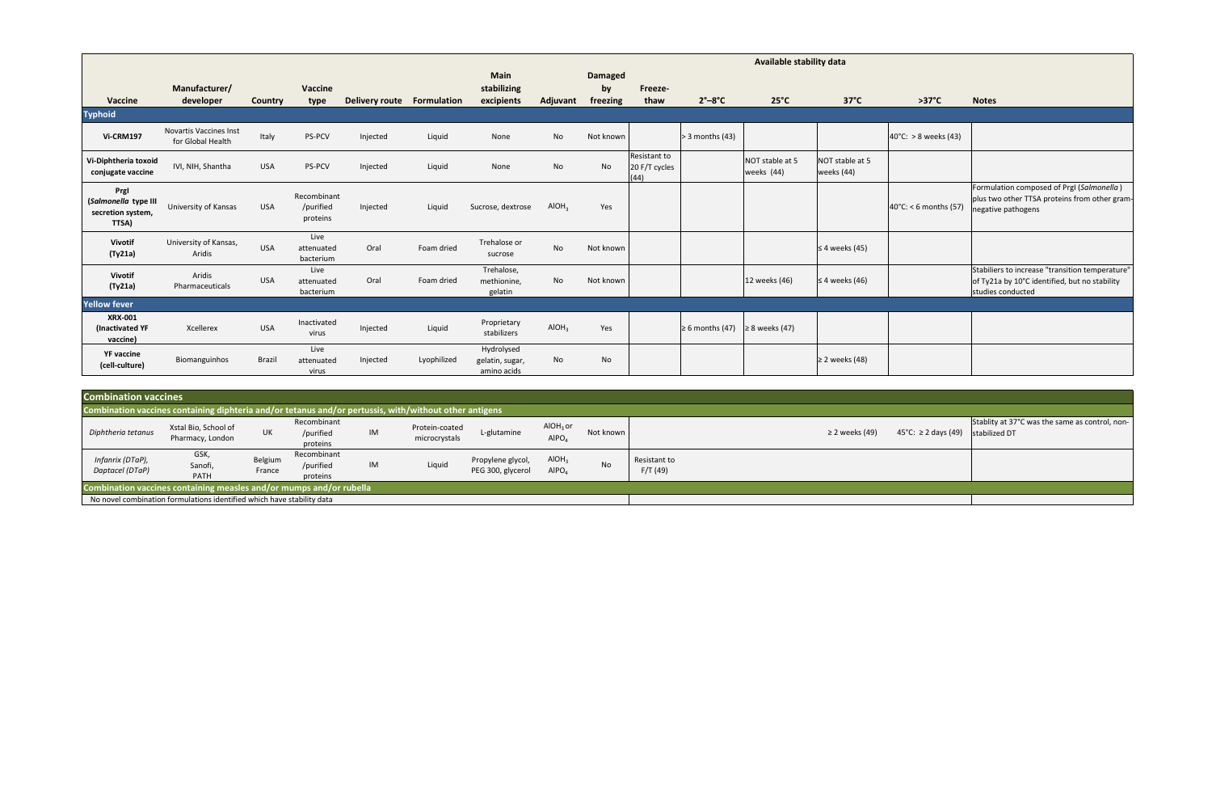| Vaccine | Manufacturer/ developer | Country | Vaccine type | Delivery route | Formulation | Main stabilizing excipients | Adjuvant | Damaged by freezing | Freeze-thaw | Available stability data 2°–8°C | 25°C | 37°C | >37°C | Notes |
|---|---|---|---|---|---|---|---|---|---|---|---|---|---|---|
| **Typhoid** | | | | | | | | | | | | | | |
| **Vi-CRM197** | Novartis Vaccines Inst for Global Health | Italy | PS-PCV | Injected | Liquid | None | No | Not known | | > 3 months (43) | | | 40°C: > 8 weeks (43) | |
| **Vi-Diphtheria toxoid conjugate vaccine** | IVI, NIH, Shantha | USA | PS-PCV | Injected | Liquid | None | No | No | Resistant to 20 F/T cycles (44) | | NOT stable at 5 weeks (44) | NOT stable at 5 weeks (44) | | |
| **PrgI (*Salmonella* type III secretion system, TTSA)** | University of Kansas | USA | Recombinant /purified proteins | Injected | Liquid | Sucrose, dextrose | $AlOH_3$ | Yes | | | | | 40°C: < 6 months (57) | Formulation composed of PrgI (*Salmonella*) plus two other TTSA proteins from other gram-negative pathogens |
| **Vivotif (Ty21a)** | University of Kansas, Aridis | USA | Live attenuated bacterium | Oral | Foam dried | Trehalose or sucrose | No | Not known | | | | ≤ 4 weeks (45) | | |
| **Vivotif (Ty21a)** | Aridis Pharmaceuticals | USA | Live attenuated bacterium | Oral | Foam dried | Trehalose, methionine, gelatin | No | Not known | | | 12 weeks (46) | ≤ 4 weeks (46) | | Stabiliers to increase "transition temperature" of Ty21a by 10°C identified, but no stability studies conducted |
| **Yellow fever** | | | | | | | | | | | | | | |
| **XRX-001 (Inactivated YF vaccine)** | Xcellerex | USA | Inactivated virus | Injected | Liquid | Proprietary stabilizers | $AlOH_3$ | Yes | | ≥ 6 months (47) | ≥ 8 weeks (47) | | | |
| **YF vaccine (cell-culture)** | Biomanguinhos | Brazil | Live attenuated virus | Injected | Lyophilized | Hydrolysed gelatin, sugar, amino acids | No | No | | | | ≥ 2 weeks (48) | | |

| **Combination vaccines** | | | | | | | | | | | | | | |
|---|---|---|---|---|---|---|---|---|---|---|---|---|---|---|
| **Combination vaccines containing diphteria and/or tetanus and/or pertussis, with/without other antigens** | | | | | | | | | | | | | | |
| *Diphtheria tetanus* | Xstal Bio, School of Pharmacy, London | UK | Recombinant /purified proteins | IM | Protein-coated microcrystals | L-glutamine | $AlOH_3$ or $AlPO_4$ | Not known | | | | ≥ 2 weeks (49) | 45°C: ≥ 2 days (49) | Stablity at 37°C was the same as control, non-stabilized DT |
| *Infanrix (DTaP), Daptacel (DTaP)* | GSK, Sanofi, PATH | Belgium France | Recombinant /purified proteins | IM | Liquid | Propylene glycol, PEG 300, glycerol | $AlOH_3$ $AlPO_4$ | No | Resistant to F/T (49) | | | | | |
| **Combination vaccines containing measles and/or mumps and/or rubella** | | | | | | | | | | | | | | |
| No novel combination formulations identified which have stability data | | | | | | | | | | | | | | |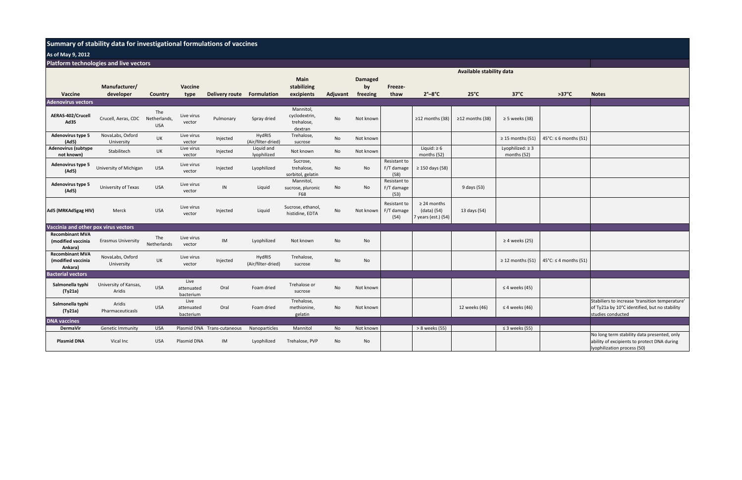## Summary of stability data for investigational formulations of vaccines

**As of May 9, 2012**

### Platform technologies and live vectors

| Vaccine | Manufacturer/ developer | Country | Vaccine type | Delivery route | Formulation | Main stabilizing excipients | Adjuvant | Damaged by freezing | Freeze-thaw | Available stability data | | | | Notes |
|---|---|---|---|---|---|---|---|---|---|---|---|---|---|---|
| | | | | | | | | | | 2°–8°C | 25°C | 37°C | >37°C | |
| **Adenovirus vectors** | | | | | | | | | | | | | | |
| AERAS-402/Crucell Ad35 | Crucell, Aeras, CDC | The Netherlands, USA | Live virus vector | Pulmonary | Spray dried | Mannitol, cyclodextrin, trehalose, dextran | No | Not known | | ≥12 months (38) | ≥12 months (38) | ≥ 5 weeks (38) | | |
| Adenovirus type 5 (Ad5) | NovaLabs, Oxford University | UK | Live virus vector | Injected | HydRIS (Air/filter-dried) | Trehalose, sucrose | No | Not known | | | | ≥ 15 months (51) | 45°C: ≤ 6 months (51) | |
| Adenovirus (subtype not known) | Stabilitech | UK | Live virus vector | Injected | Liquid and lyophilized | Not known | No | Not known | | Liquid: ≥ 6 months (52) | | Lyophilized: ≥ 3 months (52) | | |
| Adenovirus type 5 (Ad5) | University of Michigan | USA | Live virus vector | Injected | Lyophilized | Sucrose, trehalose, sorbitol, gelatin | No | No | Resistant to F/T damage (58) | ≥ 150 days (58) | | | | |
| Adenovirus type 5 (Ad5) | University of Texas | USA | Live virus vector | IN | Liquid | Mannitol, sucrose, pluronic F68 | No | No | Resistant to F/T damage (53) | | 9 days (53) | | | |
| Ad5 (MRKAd5gag HIV) | Merck | USA | Live virus vector | Injected | Liquid | Sucrose, ethanol, histidine, EDTA | No | Not known | Resistant to F/T damage (54) | ≥ 24 months (data) (54) 7 years (est.) (54) | 13 days (54) | | | |
| **Vaccinia and other pox virus vectors** | | | | | | | | | | | | | | |
| Recombinant MVA (modified vaccinia Ankara) | Erasmus University | The Netherlands | Live virus vector | IM | Lyophilized | Not known | No | No | | | | ≥ 4 weeks (25) | | |
| Recombinant MVA (modified vaccinia Ankara) | NovaLabs, Oxford University | UK | Live virus vector | Injected | HydRIS (Air/filter-dried) | Trehalose, sucrose | No | No | | | | ≥ 12 months (51) | 45°C: ≤ 4 months (51) | |
| **Bacterial vectors** | | | | | | | | | | | | | | |
| Salmonella typhi (Ty21a) | University of Kansas, Aridis | USA | Live attenuated bacterium | Oral | Foam dried | Trehalose or sucrose | No | Not known | | | | ≤ 4 weeks (45) | | |
| Salmonella typhi (Ty21a) | Aridis Pharmaceuticasls | USA | Live attenuated bacterium | Oral | Foam dried | Trehalose, methionine, gelatin | No | Not known | | | 12 weeks (46) | ≤ 4 weeks (46) | | Stabiliers to increase 'transition temperature' of Ty21a by 10°C identified, but no stability studies conducted |
| **DNA vaccines** | | | | | | | | | | | | | | |
| DermaVir | Genetic Immunity | USA | Plasmid DNA | Trans-cutaneous | Nanoparticles | Mannitol | No | Not known | | > 8 weeks (55) | | ≤ 3 weeks (55) | | |
| Plasmid DNA | Vical Inc | USA | Plasmid DNA | IM | Lyophilized | Trehalose, PVP | No | No | | | | | | No long term stability data presented, only ability of excipients to protect DNA during lyophilization process (50) |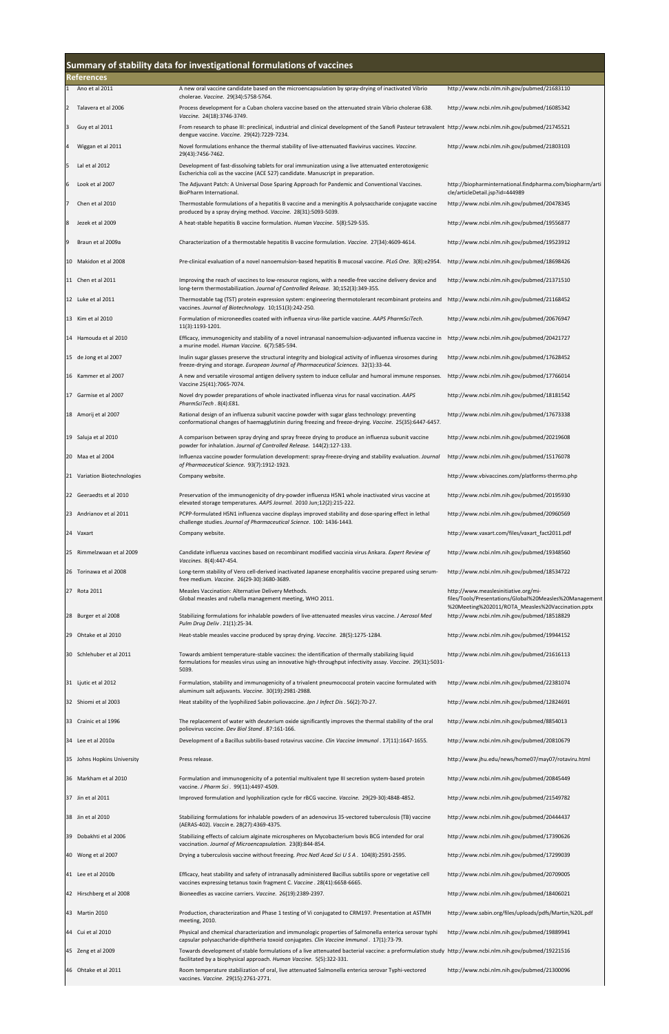# Summary of stability data for investigational formulations of vaccines

## References

| | | | |
|---|---|---|---|
| 1 | Ano et al 2011 | A new oral vaccine candidate based on the microencapsulation by spray-drying of inactivated Vibrio cholerae. *Vaccine.* 29(34):5758-5764. | http://www.ncbi.nlm.nih.gov/pubmed/21683110 |
| 2 | Talavera et al 2006 | Process development for a Cuban cholera vaccine based on the attenuated strain Vibrio cholerae 638. *Vaccine.* 24(18):3746-3749. | http://www.ncbi.nlm.nih.gov/pubmed/16085342 |
| 3 | Guy et al 2011 | From research to phase III: preclinical, industrial and clinical development of the Sanofi Pasteur tetravalent dengue vaccine. *Vaccine.* 29(42):7229-7234. | http://www.ncbi.nlm.nih.gov/pubmed/21745521 |
| 4 | Wiggan et al 2011 | Novel formulations enhance the thermal stability of live-attenuated flavivirus vaccines. *Vaccine.* 29(43):7456-7462. | http://www.ncbi.nlm.nih.gov/pubmed/21803103 |
| 5 | Lal et al 2012 | Development of fast-dissolving tablets for oral immunization using a live attenuated enterotoxigenic Escherichia coli as the vaccine (ACE 527) candidate. Manuscript in preparation. | |
| 6 | Look et al 2007 | The Adjuvant Patch: A Universal Dose Sparing Approach for Pandemic and Conventional Vaccines. BioPharm International. | http://biopharminternational.findpharma.com/biopharm/article/articleDetail.jsp?id=444989 |
| 7 | Chen et al 2010 | Thermostable formulations of a hepatitis B vaccine and a meningitis A polysaccharide conjugate vaccine produced by a spray drying method. *Vaccine.* 28(31):5093-5039. | http://www.ncbi.nlm.nih.gov/pubmed/20478345 |
| 8 | Jezek et al 2009 | A heat-stable hepatitis B vaccine formulation. *Human Vaccine.* 5(8):529-535. | http://www.ncbi.nlm.nih.gov/pubmed/19556877 |
| 9 | Braun et al 2009a | Characterization of a thermostable hepatitis B vaccine formulation. *Vaccine.* 27(34):4609-4614. | http://www.ncbi.nlm.nih.gov/pubmed/19523912 |
| 10 | Makidon et al 2008 | Pre-clinical evaluation of a novel nanoemulsion-based hepatitis B mucosal vaccine. *PLoS One.* 3(8):e2954. | http://www.ncbi.nlm.nih.gov/pubmed/18698426 |
| 11 | Chen et al 2011 | Improving the reach of vaccines to low-resource regions, with a needle-free vaccine delivery device and long-term thermostabilization. *Journal of Controlled Release.* 30;152(3):349-355. | http://www.ncbi.nlm.nih.gov/pubmed/21371510 |
| 12 | Luke et al 2011 | Thermostable tag (TST) protein expression system: engineering thermotolerant recombinant proteins and vaccines. *Journal of Biotechnology.* 10;151(3):242-250. | http://www.ncbi.nlm.nih.gov/pubmed/21168452 |
| 13 | Kim et al 2010 | Formulation of microneedles coated with influenza virus-like particle vaccine. *AAPS PharmSciTech.* 11(3):1193-1201. | http://www.ncbi.nlm.nih.gov/pubmed/20676947 |
| 14 | Hamouda et al 2010 | Efficacy, immunogenicity and stability of a novel intranasal nanoemulsion-adjuvanted influenza vaccine in a murine model. *Human Vaccine.* 6(7):585-594. | http://www.ncbi.nlm.nih.gov/pubmed/20421727 |
| 15 | de Jong et al 2007 | Inulin sugar glasses preserve the structural integrity and biological activity of influenza virosomes during freeze-drying and storage. *European Journal of Pharmaceutical Sciences.* 32(1):33-44. | http://www.ncbi.nlm.nih.gov/pubmed/17628452 |
| 16 | Kammer et al 2007 | A new and versatile virosomal antigen delivery system to induce cellular and humoral immune responses. Vaccine 25(41):7065-7074. | http://www.ncbi.nlm.nih.gov/pubmed/17766014 |
| 17 | Garmise et al 2007 | Novel dry powder preparations of whole inactivated influenza virus for nasal vaccination. *AAPS PharmSciTech*. 8(4):E81. | http://www.ncbi.nlm.nih.gov/pubmed/18181542 |
| 18 | Amorij et al 2007 | Rational design of an influenza subunit vaccine powder with sugar glass technology: preventing conformational changes of haemagglutinin during freezing and freeze-drying. *Vaccine.* 25(35):6447-6457. | http://www.ncbi.nlm.nih.gov/pubmed/17673338 |
| 19 | Saluja et al 2010 | A comparison between spray drying and spray freeze drying to produce an influenza subunit vaccine powder for inhalation. *Journal of Controlled Release.* 144(2):127-133. | http://www.ncbi.nlm.nih.gov/pubmed/20219608 |
| 20 | Maa et al 2004 | Influenza vaccine powder formulation development: spray-freeze-drying and stability evaluation. *Journal of Pharmaceutical Science.* 93(7):1912-1923. | http://www.ncbi.nlm.nih.gov/pubmed/15176078 |
| 21 | Variation Biotechnologies | Company website. | http://www.vbivaccines.com/platforms-thermo.php |
| 22 | Geeraedts et al 2010 | Preservation of the immunogenicity of dry-powder influenza H5N1 whole inactivated virus vaccine at elevated storage temperatures. *AAPS Journal.* 2010 Jun;12(2):215-222. | http://www.ncbi.nlm.nih.gov/pubmed/20195930 |
| 23 | Andrianov et al 2011 | PCPP-formulated H5N1 influenza vaccine displays improved stability and dose-sparing effect in lethal challenge studies. *Journal of Pharmaceutical Science.* 100: 1436-1443. | http://www.ncbi.nlm.nih.gov/pubmed/20960569 |
| 24 | Vaxart | Company website. | http://www.vaxart.com/files/vaxart_fact2011.pdf |
| 25 | Rimmelzwaan et al 2009 | Candidate influenza vaccines based on recombinant modified vaccinia virus Ankara. *Expert Review of Vaccines.* 8(4):447-454. | http://www.ncbi.nlm.nih.gov/pubmed/19348560 |
| 26 | Torinawa et al 2008 | Long-term stability of Vero cell-derived inactivated Japanese encephalitis vaccine prepared using serum-free medium. *Vaccine.* 26(29-30):3680-3689. | http://www.ncbi.nlm.nih.gov/pubmed/18534722 |
| 27 | Rota 2011 | Measles Vaccination: Alternative Delivery Methods. Global measles and rubella management meeting, WHO 2011. | http://www.measlesinitiative.org/mi-files/Tools/Presentations/Global%20Measles%20Management%20Meeting%202011/ROTA_Measles%20Vaccination.pptx |
| 28 | Burger et al 2008 | Stabilizing formulations for inhalable powders of live-attenuated measles virus vaccine. *J Aerosol Med Pulm Drug Deliv*. 21(1):25-34. | http://www.ncbi.nlm.nih.gov/pubmed/18518829 |
| 29 | Ohtake et al 2010 | Heat-stable measles vaccine produced by spray drying. *Vaccine.* 28(5):1275-1284. | http://www.ncbi.nlm.nih.gov/pubmed/19944152 |
| 30 | Schlehuber et al 2011 | Towards ambient temperature-stable vaccines: the identification of thermally stabilizing liquid formulations for measles virus using an innovative high-throughput infectivity assay. *Vaccine.* 29(31):5031-5039. | http://www.ncbi.nlm.nih.gov/pubmed/21616113 |
| 31 | Ljutic et al 2012 | Formulation, stability and immunogenicity of a trivalent pneumococcal protein vaccine formulated with aluminum salt adjuvants. *Vaccine.* 30(19):2981-2988. | http://www.ncbi.nlm.nih.gov/pubmed/22381074 |
| 32 | Shiomi et al 2003 | Heat stability of the lyophilized Sabin poliovaccine. *Jpn J Infect Dis*. 56(2):70-27. | http://www.ncbi.nlm.nih.gov/pubmed/12824691 |
| 33 | Crainic et al 1996 | The replacement of water with deuterium oxide significantly improves the thermal stability of the oral poliovirus vaccine. *Dev Biol Stand*. 87:161-166. | http://www.ncbi.nlm.nih.gov/pubmed/8854013 |
| 34 | Lee et al 2010a | Development of a Bacillus subtilis-based rotavirus vaccine. *Clin Vaccine Immunol*. 17(11):1647-1655. | http://www.ncbi.nlm.nih.gov/pubmed/20810679 |
| 35 | Johns Hopkins University | Press release. | http://www.jhu.edu/news/home07/may07/rotaviru.html |
| 36 | Markham et al 2010 | Formulation and immunogenicity of a potential multivalent type III secretion system-based protein vaccine. *J Pharm Sci*. 99(11):4497-4509. | http://www.ncbi.nlm.nih.gov/pubmed/20845449 |
| 37 | Jin et al 2011 | Improved formulation and lyophilization cycle for rBCG vaccine. *Vaccine.* 29(29-30):4848-4852. | http://www.ncbi.nlm.nih.gov/pubmed/21549782 |
| 38 | Jin et al 2010 | Stabilizing formulations for inhalable powders of an adenovirus 35-vectored tuberculosis (TB) vaccine (AERAS-402). *Vaccin e.* 28(27):4369-4375. | http://www.ncbi.nlm.nih.gov/pubmed/20444437 |
| 39 | Dobakhti et al 2006 | Stabilizing effects of calcium alginate microspheres on Mycobacterium bovis BCG intended for oral vaccination. *Journal of Microencapsulation.* 23(8):844-854. | http://www.ncbi.nlm.nih.gov/pubmed/17390626 |
| 40 | Wong et al 2007 | Drying a tuberculosis vaccine without freezing. *Proc Natl Acad Sci U S A*. 104(8):2591-2595. | http://www.ncbi.nlm.nih.gov/pubmed/17299039 |
| 41 | Lee et al 2010b | Efficacy, heat stability and safety of intranasally administered Bacillus subtilis spore or vegetative cell vaccines expressing tetanus toxin fragment C. *Vaccine*. 28(41):6658-6665. | http://www.ncbi.nlm.nih.gov/pubmed/20709005 |
| 42 | Hirschberg et al 2008 | Bioneedles as vaccine carriers. *Vaccine.* 26(19):2389-2397. | http://www.ncbi.nlm.nih.gov/pubmed/18406021 |
| 43 | Martin 2010 | Production, characterization and Phase 1 testing of Vi conjugated to CRM197. Presentation at ASTMH meeting, 2010. | http://www.sabin.org/files/uploads/pdfs/Martin,%20L.pdf |
| 44 | Cui et al 2010 | Physical and chemical characterization and immunologic properties of Salmonella enterica serovar typhi capsular polysaccharide-diphtheria toxoid conjugates. *Clin Vaccine Immunol*. 17(1):73-79. | http://www.ncbi.nlm.nih.gov/pubmed/19889941 |
| 45 | Zeng et al 2009 | Towards development of stable formulations of a live attenuated bacterial vaccine: a preformulation study facilitated by a biophysical approach. *Human Vaccine.* 5(5):322-331. | http://www.ncbi.nlm.nih.gov/pubmed/19221516 |
| 46 | Ohtake et al 2011 | Room temperature stabilization of oral, live attenuated Salmonella enterica serovar Typhi-vectored vaccines. *Vaccine.* 29(15):2761-2771. | http://www.ncbi.nlm.nih.gov/pubmed/21300096 |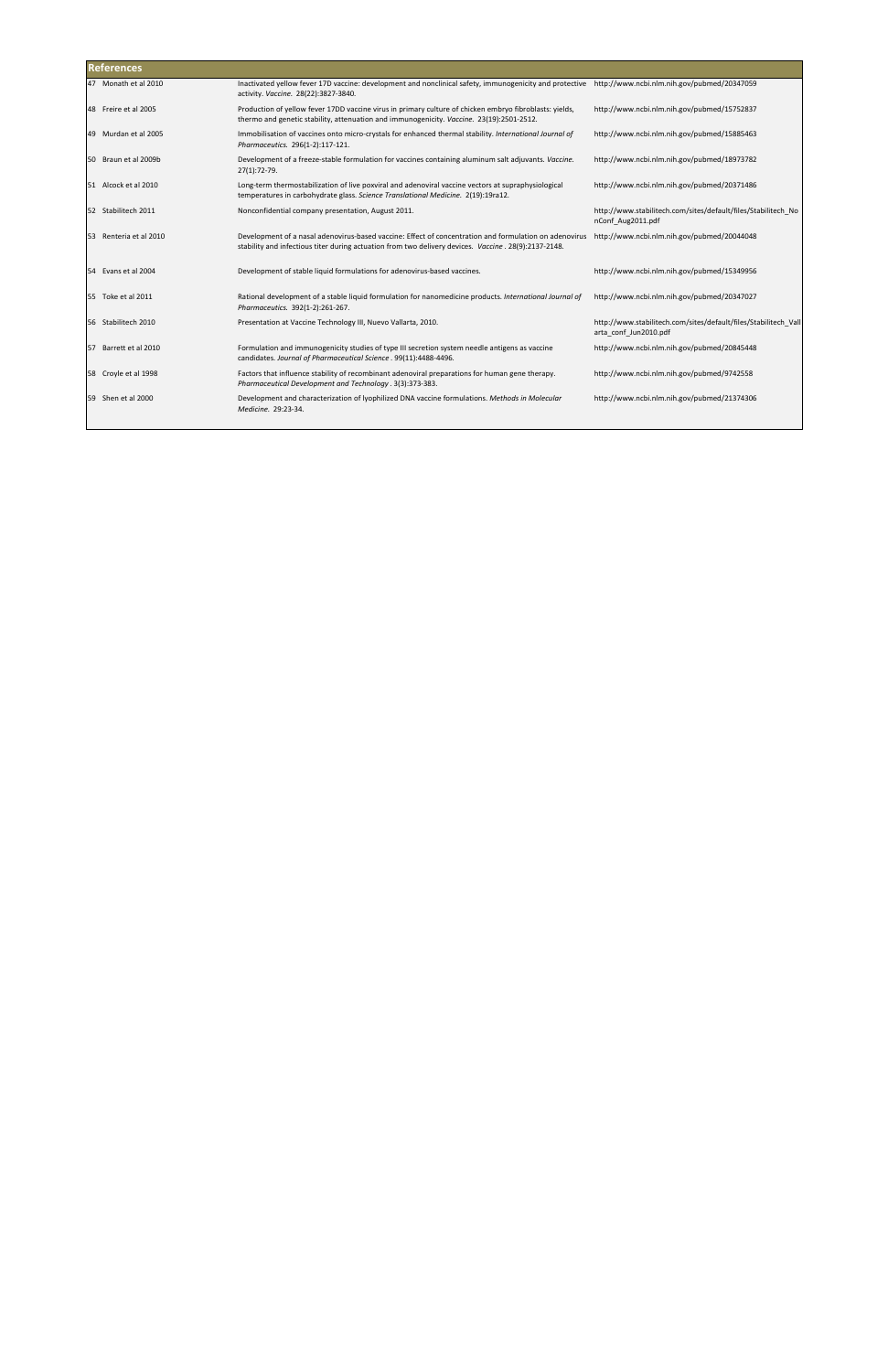## References

| | | | |
|---|---|---|---|
| 47 | Monath et al 2010 | Inactivated yellow fever 17D vaccine: development and nonclinical safety, immunogenicity and protective activity. *Vaccine.* 28(22):3827-3840. | http://www.ncbi.nlm.nih.gov/pubmed/20347059 |
| 48 | Freire et al 2005 | Production of yellow fever 17DD vaccine virus in primary culture of chicken embryo fibroblasts: yields, thermo and genetic stability, attenuation and immunogenicity. *Vaccine.* 23(19):2501-2512. | http://www.ncbi.nlm.nih.gov/pubmed/15752837 |
| 49 | Murdan et al 2005 | Immobilisation of vaccines onto micro-crystals for enhanced thermal stability. *International Journal of Pharmaceutics.* 296(1-2):117-121. | http://www.ncbi.nlm.nih.gov/pubmed/15885463 |
| 50 | Braun et al 2009b | Development of a freeze-stable formulation for vaccines containing aluminum salt adjuvants. *Vaccine.* 27(1):72-79. | http://www.ncbi.nlm.nih.gov/pubmed/18973782 |
| 51 | Alcock et al 2010 | Long-term thermostabilization of live poxviral and adenoviral vaccine vectors at supraphysiological temperatures in carbohydrate glass. *Science Translational Medicine.* 2(19):19ra12. | http://www.ncbi.nlm.nih.gov/pubmed/20371486 |
| 52 | Stabilitech 2011 | Nonconfidential company presentation, August 2011. | http://www.stabilitech.com/sites/default/files/Stabilitech_NonConf_Aug2011.pdf |
| 53 | Renteria et al 2010 | Development of a nasal adenovirus-based vaccine: Effect of concentration and formulation on adenovirus stability and infectious titer during actuation from two delivery devices. *Vaccine*. 28(9):2137-2148. | http://www.ncbi.nlm.nih.gov/pubmed/20044048 |
| 54 | Evans et al 2004 | Development of stable liquid formulations for adenovirus-based vaccines. | http://www.ncbi.nlm.nih.gov/pubmed/15349956 |
| 55 | Toke et al 2011 | Rational development of a stable liquid formulation for nanomedicine products. *International Journal of Pharmaceutics.* 392(1-2):261-267. | http://www.ncbi.nlm.nih.gov/pubmed/20347027 |
| 56 | Stabilitech 2010 | Presentation at Vaccine Technology III, Nuevo Vallarta, 2010. | http://www.stabilitech.com/sites/default/files/Stabilitech_Vallarta_conf_Jun2010.pdf |
| 57 | Barrett et al 2010 | Formulation and immunogenicity studies of type III secretion system needle antigens as vaccine candidates. *Journal of Pharmaceutical Science*. 99(11):4488-4496. | http://www.ncbi.nlm.nih.gov/pubmed/20845448 |
| 58 | Croyle et al 1998 | Factors that influence stability of recombinant adenoviral preparations for human gene therapy. *Pharmaceutical Development and Technology*. 3(3):373-383. | http://www.ncbi.nlm.nih.gov/pubmed/9742558 |
| 59 | Shen et al 2000 | Development and characterization of lyophilized DNA vaccine formulations. *Methods in Molecular Medicine.* 29:23-34. | http://www.ncbi.nlm.nih.gov/pubmed/21374306 |